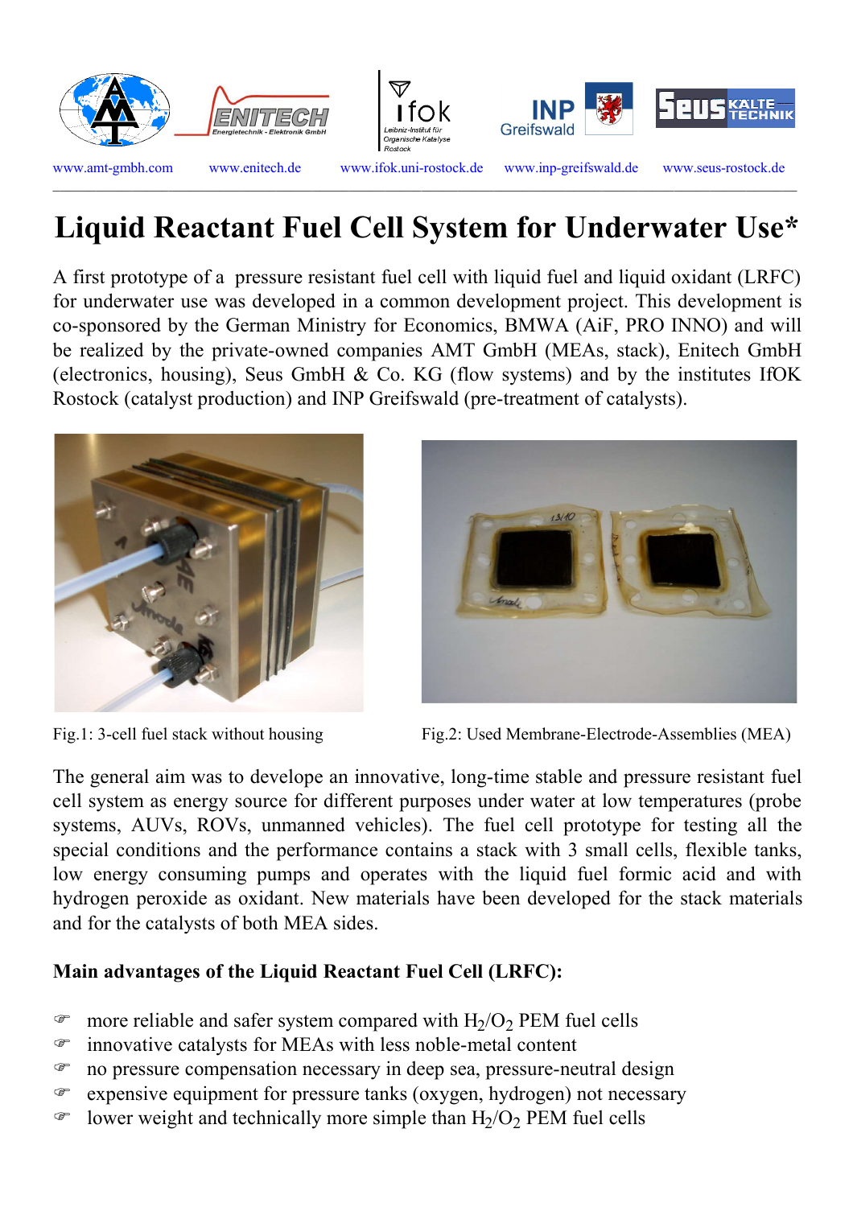www.amt-gmbh.com www.enitech.de www.ifok.uni-rostock.de www.inp-greifswald.de www.seus-rostock.de

# Liquid Reactant Fuel Cell System for Underwater Use*

A first prototype of a pressure resistant fuel cell with liquid fuel and liquid oxidant (LRFC) for underwater use was developed in a common development project. This development is co-sponsored by the German Ministry for Economics, BMWA (AiF, PRO INNO) and will be realized by the private-owned companies AMT GmbH (MEAs, stack), Enitech GmbH (electronics, housing), Seus GmbH & Co. KG (flow systems) and by the institutes IfOK Rostock (catalyst production) and INP Greifswald (pre-treatment of catalysts).

Fig.1: 3-cell fuel stack without housing

Fig.2: Used Membrane-Electrode-Assemblies (MEA)

The general aim was to develope an innovative, long-time stable and pressure resistant fuel cell system as energy source for different purposes under water at low temperatures (probe systems, AUVs, ROVs, unmanned vehicles). The fuel cell prototype for testing all the special conditions and the performance contains a stack with 3 small cells, flexible tanks, low energy consuming pumps and operates with the liquid fuel formic acid and with hydrogen peroxide as oxidant. New materials have been developed for the stack materials and for the catalysts of both MEA sides.

**Main advantages of the Liquid Reactant Fuel Cell (LRFC):**

- more reliable and safer system compared with $H_2/O_2$ PEM fuel cells
- innovative catalysts for MEAs with less noble-metal content
- no pressure compensation necessary in deep sea, pressure-neutral design
- expensive equipment for pressure tanks (oxygen, hydrogen) not necessary
- lower weight and technically more simple than $H_2/O_2$ PEM fuel cells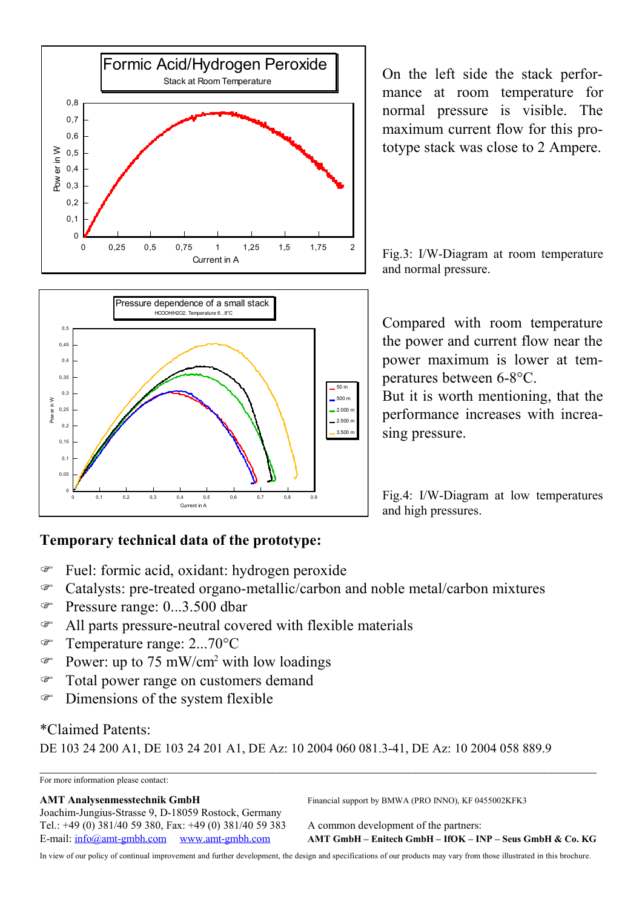Formic Acid/Hydrogen Peroxide

Stack at Room Temperature

Power in W

0,8
0,7
0,6
0,5
0,4
0,3
0,2
0,1
0

0 0,25 0,5 0,75 1 1,25 1,5 1,75 2

Current in A

On the left side the stack performance at room temperature for normal pressure is visible. The maximum current flow for this prototype stack was close to 2 Ampere.

Fig.3: I/W-Diagram at room temperature and normal pressure.

Pressure dependence of a small stack

HCOOH/H2O2, Temperature 6...8°C

Power in W

0,5
0,45
0,4
0,35
0,3
0,25
0,2
0,15
0,1
0,05
0

0 0,1 0,2 0,3 0,4 0,5 0,6 0,7 0,8 0,9

Current in A

50 m
500 m
2.000 m
2.500 m
3.500 m

Compared with room temperature the power and current flow near the power maximum is lower at temperatures between 6-8°C.

But it is worth mentioning, that the performance increases with increasing pressure.

Fig.4: I/W-Diagram at low temperatures and high pressures.

## Temporary technical data of the prototype:

- Fuel: formic acid, oxidant: hydrogen peroxide
- Catalysts: pre-treated organo-metallic/carbon and noble metal/carbon mixtures
- Pressure range: 0...3.500 dbar
- All parts pressure-neutral covered with flexible materials
- Temperature range: 2...70°C
- Power: up to 75 $mW/cm^2$ with low loadings
- Total power range on customers demand
- Dimensions of the system flexible

*Claimed Patents:

DE 103 24 200 A1, DE 103 24 201 A1, DE Az: 10 2004 060 081.3-41, DE Az: 10 2004 058 889.9

For more information please contact:

**AMT Analysenmesstechnik GmbH**
Joachim-Jungius-Strasse 9, D-18059 Rostock, Germany
Tel.: +49 (0) 381/40 59 380, Fax: +49 (0) 381/40 59 383
E-mail: info@amt-gmbh.com www.amt-gmbh.com

Financial support by BMWA (PRO INNO), KF 0455002KFK3

A common development of the partners:
**AMT GmbH – Enitech GmbH – IfOK – INP – Seus GmbH & Co. KG**

In view of our policy of continual improvement and further development, the design and specifications of our products may vary from those illustrated in this brochure.